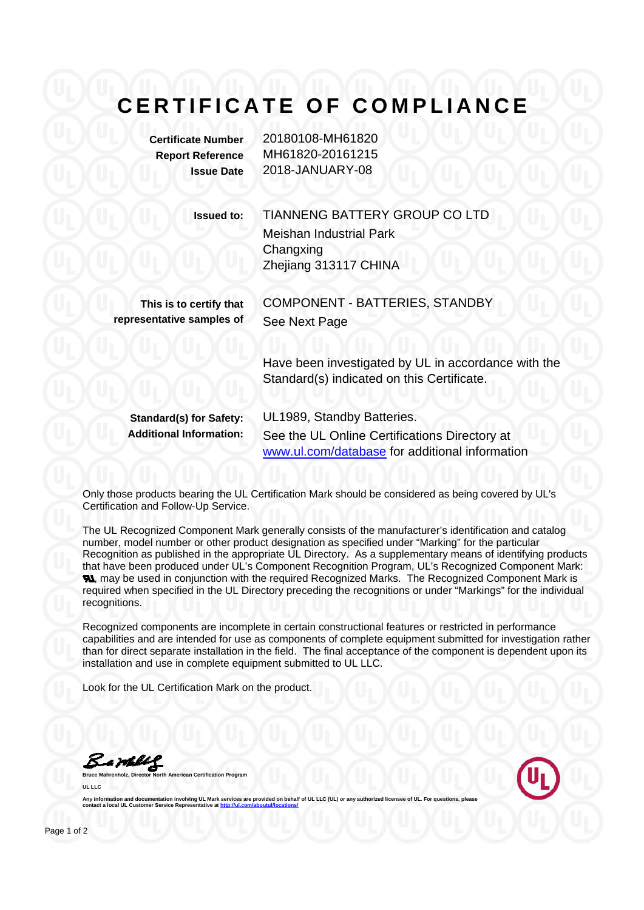# CERTIFICATE OF COMPLIANCE

**Certificate Number** 20180108-MH61820
**Report Reference** MH61820-20161215
**Issue Date** 2018-JANUARY-08

**Issued to:** TIANNENG BATTERY GROUP CO LTD
Meishan Industrial Park
Changxing
Zhejiang 313117 CHINA

**This is to certify that representative samples of** COMPONENT - BATTERIES, STANDBY
See Next Page

Have been investigated by UL in accordance with the Standard(s) indicated on this Certificate.

**Standard(s) for Safety:** UL1989, Standby Batteries.
**Additional Information:** See the UL Online Certifications Directory at www.ul.com/database for additional information

Only those products bearing the UL Certification Mark should be considered as being covered by UL's Certification and Follow-Up Service.

The UL Recognized Component Mark generally consists of the manufacturer's identification and catalog number, model number or other product designation as specified under "Marking" for the particular Recognition as published in the appropriate UL Directory. As a supplementary means of identifying products that have been produced under UL's Component Recognition Program, UL's Recognized Component Mark: RU, may be used in conjunction with the required Recognized Marks. The Recognized Component Mark is required when specified in the UL Directory preceding the recognitions or under "Markings" for the individual recognitions.

Recognized components are incomplete in certain constructional features or restricted in performance capabilities and are intended for use as components of complete equipment submitted for investigation rather than for direct separate installation in the field. The final acceptance of the component is dependent upon its installation and use in complete equipment submitted to UL LLC.

Look for the UL Certification Mark on the product.

**Bruce Mahrenholz, Director North American Certification Program**

**UL LLC**

Any information and documentation involving UL Mark services are provided on behalf of UL LLC (UL) or any authorized licensee of UL. For questions, please contact a local UL Customer Service Representative at http://ul.com/aboutul/locations/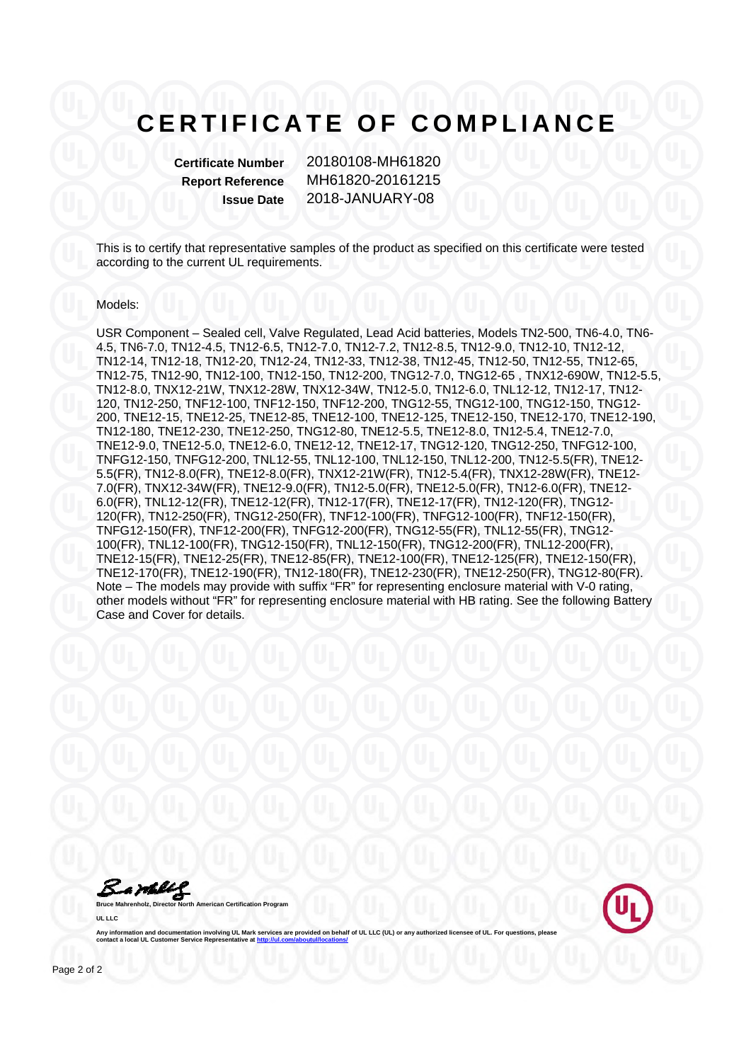# CERTIFICATE OF COMPLIANCE

**Certificate Number** 20180108-MH61820
**Report Reference** MH61820-20161215
**Issue Date** 2018-JANUARY-08

This is to certify that representative samples of the product as specified on this certificate were tested according to the current UL requirements.

Models:

USR Component – Sealed cell, Valve Regulated, Lead Acid batteries, Models TN2-500, TN6-4.0, TN6-4.5, TN6-7.0, TN12-4.5, TN12-6.5, TN12-7.0, TN12-7.2, TN12-8.5, TN12-9.0, TN12-10, TN12-12, TN12-14, TN12-18, TN12-20, TN12-24, TN12-33, TN12-38, TN12-45, TN12-50, TN12-55, TN12-65, TN12-75, TN12-90, TN12-100, TN12-150, TN12-200, TNG12-7.0, TNG12-65 , TNX12-690W, TN12-5.5, TN12-8.0, TNX12-21W, TNX12-28W, TNX12-34W, TN12-5.0, TN12-6.0, TNL12-12, TN12-17, TN12-120, TN12-250, TNF12-100, TNF12-150, TNF12-200, TNG12-55, TNG12-100, TNG12-150, TNG12-200, TNE12-15, TNE12-25, TNE12-85, TNE12-100, TNE12-125, TNE12-150, TNE12-170, TNE12-190, TN12-180, TNE12-230, TNE12-250, TNG12-80, TNE12-5.5, TNE12-8.0, TN12-5.4, TNE12-7.0, TNE12-9.0, TNE12-5.0, TNE12-6.0, TNE12-12, TNE12-17, TNG12-120, TNG12-250, TNFG12-100, TNFG12-150, TNFG12-200, TNL12-55, TNL12-100, TNL12-150, TNL12-200, TN12-5.5(FR), TNE12-5.5(FR), TN12-8.0(FR), TNE12-8.0(FR), TNX12-21W(FR), TN12-5.4(FR), TNX12-28W(FR), TNE12-7.0(FR), TNX12-34W(FR), TNE12-9.0(FR), TN12-5.0(FR), TNE12-5.0(FR), TN12-6.0(FR), TNE12-6.0(FR), TNL12-12(FR), TNE12-12(FR), TN12-17(FR), TNE12-17(FR), TN12-120(FR), TNG12-120(FR), TN12-250(FR), TNG12-250(FR), TNF12-100(FR), TNFG12-100(FR), TNF12-150(FR), TNFG12-150(FR), TNF12-200(FR), TNFG12-200(FR), TNG12-55(FR), TNL12-55(FR), TNG12-100(FR), TNL12-100(FR), TNG12-150(FR), TNL12-150(FR), TNG12-200(FR), TNL12-200(FR), TNE12-15(FR), TNE12-25(FR), TNE12-85(FR), TNE12-100(FR), TNE12-125(FR), TNE12-150(FR), TNE12-170(FR), TNE12-190(FR), TN12-180(FR), TNE12-230(FR), TNE12-250(FR), TNG12-80(FR).
Note – The models may provide with suffix "FR" for representing enclosure material with V-0 rating, other models without "FR" for representing enclosure material with HB rating. See the following Battery Case and Cover for details.

**Bruce Mahrenholz, Director North American Certification Program**

**UL LLC**

Any information and documentation involving UL Mark services are provided on behalf of UL LLC (UL) or any authorized licensee of UL. For questions, please contact a local UL Customer Service Representative at http://ul.com/aboutul/locations/